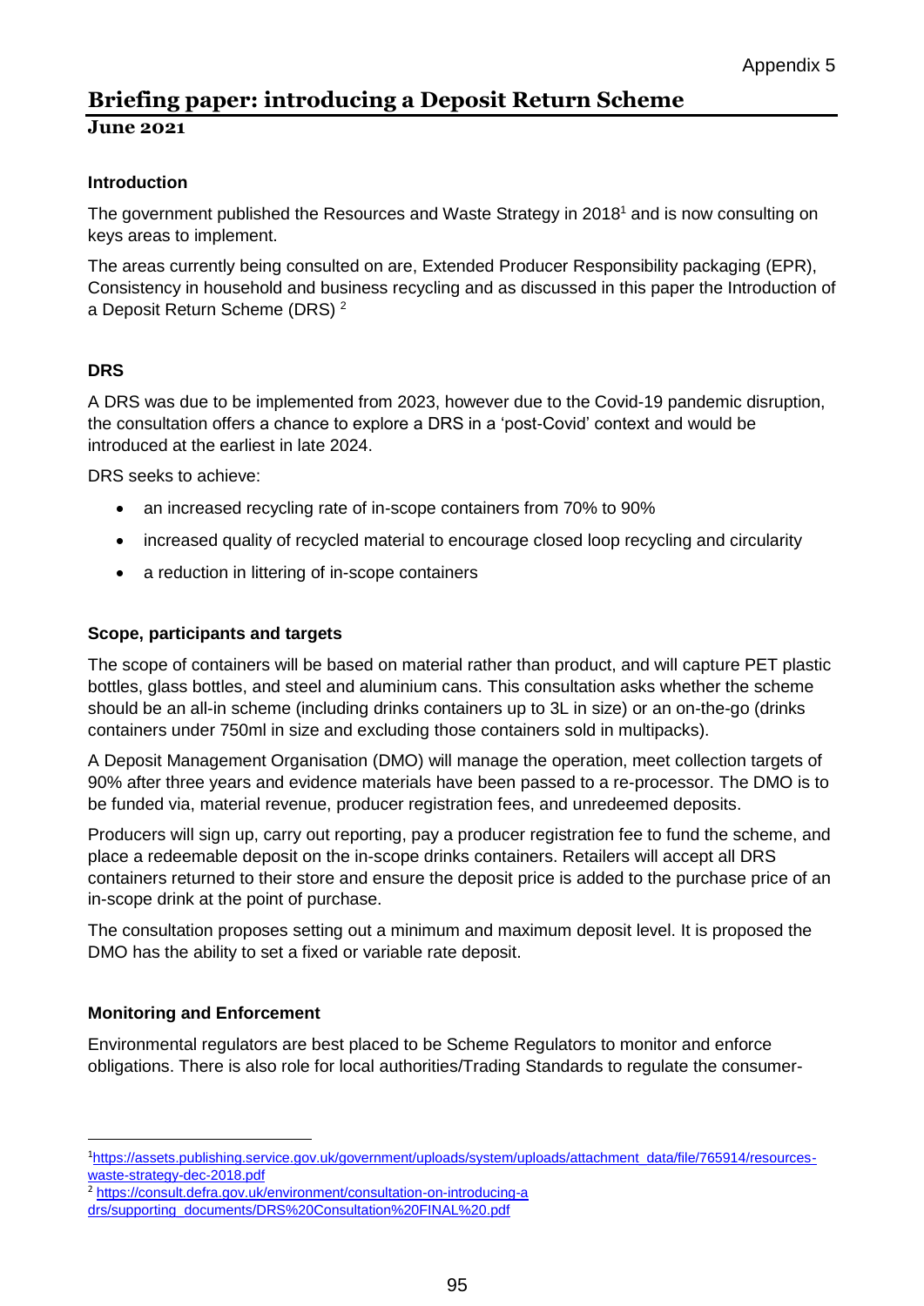# Briefing paper: introducing a Deposit Return Scheme

**June 2021**

### Introduction

The government published the Resources and Waste Strategy in 2018[1] and is now consulting on keys areas to implement.

The areas currently being consulted on are, Extended Producer Responsibility packaging (EPR), Consistency in household and business recycling and as discussed in this paper the Introduction of a Deposit Return Scheme (DRS) [2]

### DRS

A DRS was due to be implemented from 2023, however due to the Covid-19 pandemic disruption, the consultation offers a chance to explore a DRS in a 'post-Covid' context and would be introduced at the earliest in late 2024.

DRS seeks to achieve:

- an increased recycling rate of in-scope containers from 70% to 90%
- increased quality of recycled material to encourage closed loop recycling and circularity
- a reduction in littering of in-scope containers

### Scope, participants and targets

The scope of containers will be based on material rather than product, and will capture PET plastic bottles, glass bottles, and steel and aluminium cans. This consultation asks whether the scheme should be an all-in scheme (including drinks containers up to 3L in size) or an on-the-go (drinks containers under 750ml in size and excluding those containers sold in multipacks).

A Deposit Management Organisation (DMO) will manage the operation, meet collection targets of 90% after three years and evidence materials have been passed to a re-processor. The DMO is to be funded via, material revenue, producer registration fees, and unredeemed deposits.

Producers will sign up, carry out reporting, pay a producer registration fee to fund the scheme, and place a redeemable deposit on the in-scope drinks containers. Retailers will accept all DRS containers returned to their store and ensure the deposit price is added to the purchase price of an in-scope drink at the point of purchase.

The consultation proposes setting out a minimum and maximum deposit level. It is proposed the DMO has the ability to set a fixed or variable rate deposit.

### Monitoring and Enforcement

Environmental regulators are best placed to be Scheme Regulators to monitor and enforce obligations. There is also role for local authorities/Trading Standards to regulate the consumer-

---

[1] https://assets.publishing.service.gov.uk/government/uploads/system/uploads/attachment_data/file/765914/resources-waste-strategy-dec-2018.pdf

[2] https://consult.defra.gov.uk/environment/consultation-on-introducing-a drs/supporting_documents/DRS%20Consultation%20FINAL%20.pdf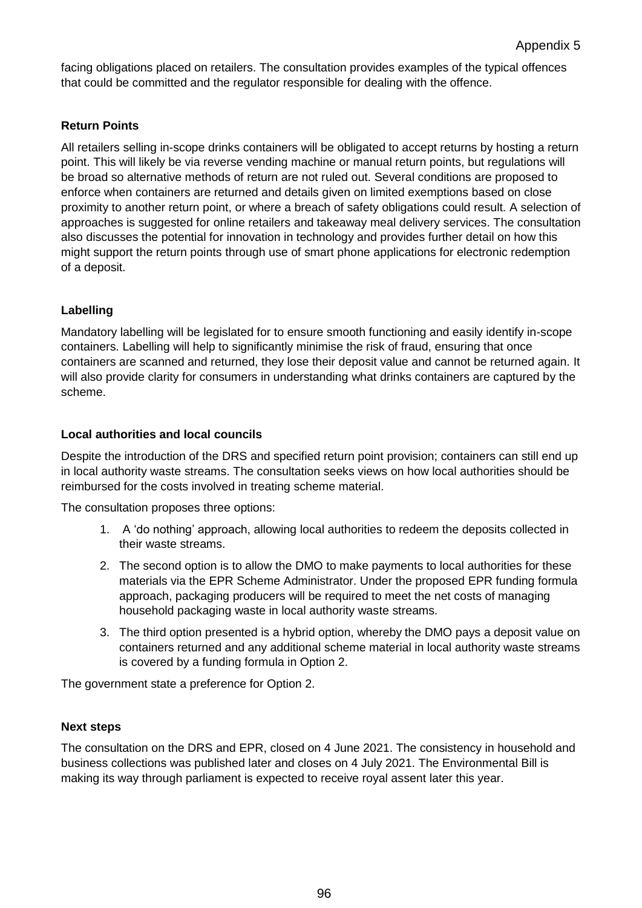facing obligations placed on retailers. The consultation provides examples of the typical offences that could be committed and the regulator responsible for dealing with the offence.

**Return Points**

All retailers selling in-scope drinks containers will be obligated to accept returns by hosting a return point. This will likely be via reverse vending machine or manual return points, but regulations will be broad so alternative methods of return are not ruled out. Several conditions are proposed to enforce when containers are returned and details given on limited exemptions based on close proximity to another return point, or where a breach of safety obligations could result. A selection of approaches is suggested for online retailers and takeaway meal delivery services. The consultation also discusses the potential for innovation in technology and provides further detail on how this might support the return points through use of smart phone applications for electronic redemption of a deposit.

**Labelling**

Mandatory labelling will be legislated for to ensure smooth functioning and easily identify in-scope containers. Labelling will help to significantly minimise the risk of fraud, ensuring that once containers are scanned and returned, they lose their deposit value and cannot be returned again. It will also provide clarity for consumers in understanding what drinks containers are captured by the scheme.

**Local authorities and local councils**

Despite the introduction of the DRS and specified return point provision; containers can still end up in local authority waste streams. The consultation seeks views on how local authorities should be reimbursed for the costs involved in treating scheme material.

The consultation proposes three options:

1. A 'do nothing' approach, allowing local authorities to redeem the deposits collected in their waste streams.
2. The second option is to allow the DMO to make payments to local authorities for these materials via the EPR Scheme Administrator. Under the proposed EPR funding formula approach, packaging producers will be required to meet the net costs of managing household packaging waste in local authority waste streams.
3. The third option presented is a hybrid option, whereby the DMO pays a deposit value on containers returned and any additional scheme material in local authority waste streams is covered by a funding formula in Option 2.

The government state a preference for Option 2.

**Next steps**

The consultation on the DRS and EPR, closed on 4 June 2021. The consistency in household and business collections was published later and closes on 4 July 2021. The Environmental Bill is making its way through parliament is expected to receive royal assent later this year.